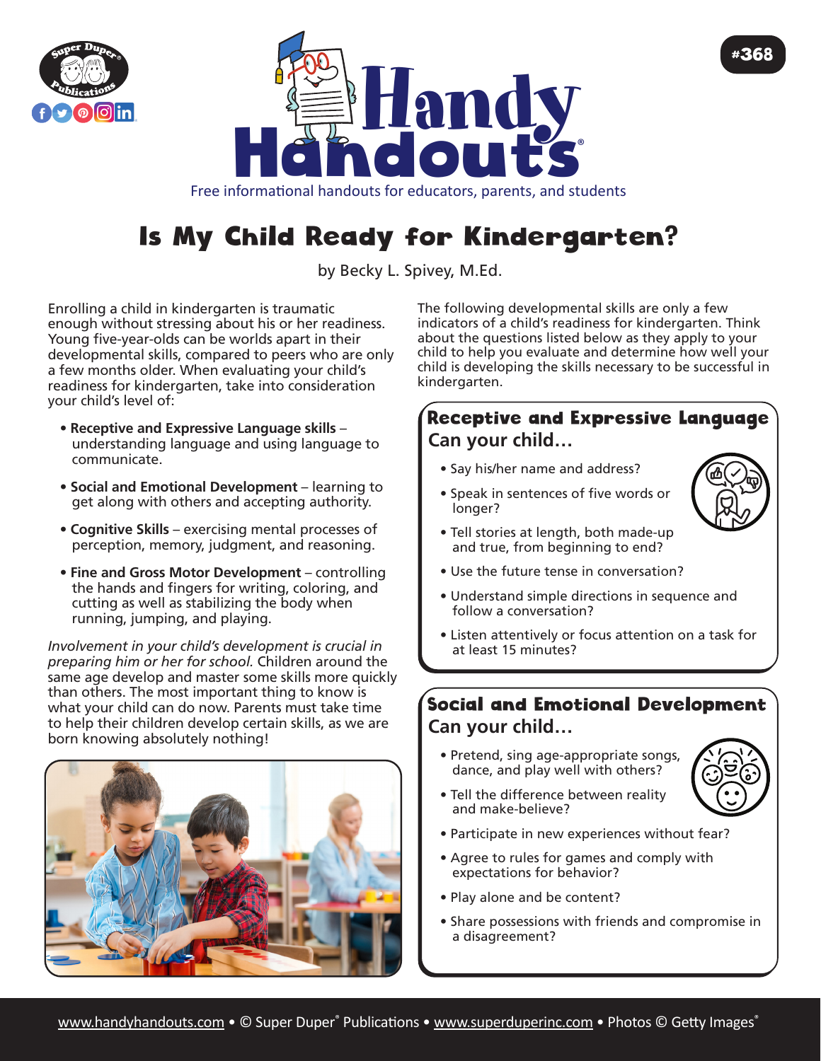# Is My Child Ready for Kindergarten?

by Becky L. Spivey, M.Ed.

Enrolling a child in kindergarten is traumatic enough without stressing about his or her readiness. Young five-year-olds can be worlds apart in their developmental skills, compared to peers who are only a few months older. When evaluating your child's readiness for kindergarten, take into consideration your child's level of:

- **Receptive and Expressive Language skills** – understanding language and using language to communicate.
- **Social and Emotional Development** – learning to get along with others and accepting authority.
- **Cognitive Skills** – exercising mental processes of perception, memory, judgment, and reasoning.
- **Fine and Gross Motor Development** – controlling the hands and fingers for writing, coloring, and cutting as well as stabilizing the body when running, jumping, and playing.

*Involvement in your child's development is crucial in preparing him or her for school.* Children around the same age develop and master some skills more quickly than others. The most important thing to know is what your child can do now. Parents must take time to help their children develop certain skills, as we are born knowing absolutely nothing!

The following developmental skills are only a few indicators of a child's readiness for kindergarten. Think about the questions listed below as they apply to your child to help you evaluate and determine how well your child is developing the skills necessary to be successful in kindergarten.

## Receptive and Expressive Language

### Can your child…

- Say his/her name and address?
- Speak in sentences of five words or longer?
- Tell stories at length, both made-up and true, from beginning to end?
- Use the future tense in conversation?
- Understand simple directions in sequence and follow a conversation?
- Listen attentively or focus attention on a task for at least 15 minutes?

## Social and Emotional Development

### Can your child…

- Pretend, sing age-appropriate songs, dance, and play well with others?
- Tell the difference between reality and make-believe?
- Participate in new experiences without fear?
- Agree to rules for games and comply with expectations for behavior?
- Play alone and be content?
- Share possessions with friends and compromise in a disagreement?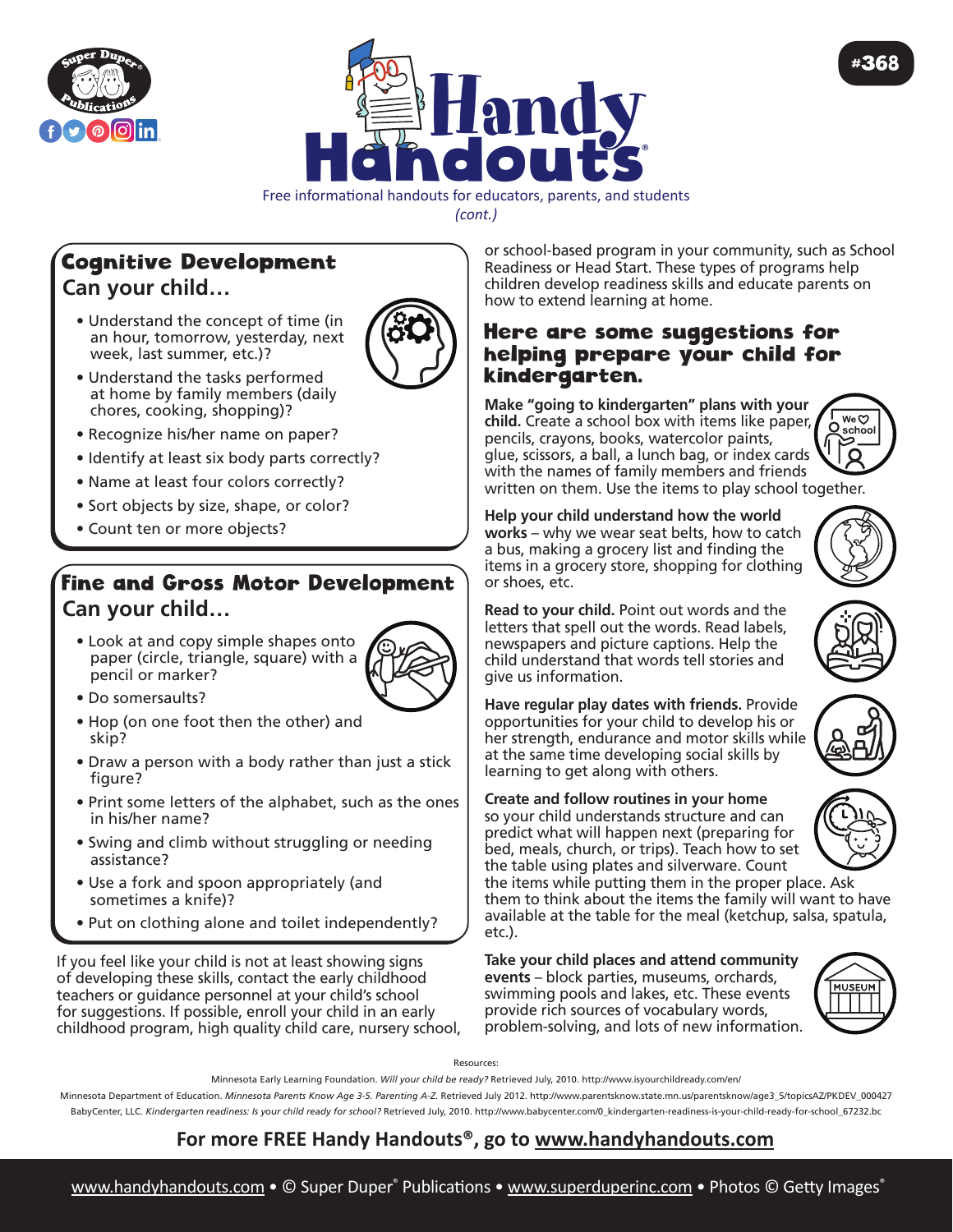(cont.)

## Cognitive Development

### Can your child…

- Understand the concept of time (in an hour, tomorrow, yesterday, next week, last summer, etc.)?
- Understand the tasks performed at home by family members (daily chores, cooking, shopping)?
- Recognize his/her name on paper?
- Identify at least six body parts correctly?
- Name at least four colors correctly?
- Sort objects by size, shape, or color?
- Count ten or more objects?

## Fine and Gross Motor Development

### Can your child…

- Look at and copy simple shapes onto paper (circle, triangle, square) with a pencil or marker?
- Do somersaults?
- Hop (on one foot then the other) and skip?
- Draw a person with a body rather than just a stick figure?
- Print some letters of the alphabet, such as the ones in his/her name?
- Swing and climb without struggling or needing assistance?
- Use a fork and spoon appropriately (and sometimes a knife)?
- Put on clothing alone and toilet independently?

If you feel like your child is not at least showing signs of developing these skills, contact the early childhood teachers or guidance personnel at your child's school for suggestions. If possible, enroll your child in an early childhood program, high quality child care, nursery school, or school-based program in your community, such as School Readiness or Head Start. These types of programs help children develop readiness skills and educate parents on how to extend learning at home.

## Here are some suggestions for helping prepare your child for kindergarten.

**Make "going to kindergarten" plans with your child.** Create a school box with items like paper, pencils, crayons, books, watercolor paints, glue, scissors, a ball, a lunch bag, or index cards with the names of family members and friends written on them. Use the items to play school together.

**Help your child understand how the world works** – why we wear seat belts, how to catch a bus, making a grocery list and finding the items in a grocery store, shopping for clothing or shoes, etc.

**Read to your child.** Point out words and the letters that spell out the words. Read labels, newspapers and picture captions. Help the child understand that words tell stories and give us information.

**Have regular play dates with friends.** Provide opportunities for your child to develop his or her strength, endurance and motor skills while at the same time developing social skills by learning to get along with others.

**Create and follow routines in your home** so your child understands structure and can predict what will happen next (preparing for bed, meals, church, or trips). Teach how to set the table using plates and silverware. Count the items while putting them in the proper place. Ask them to think about the items the family will want to have available at the table for the meal (ketchup, salsa, spatula, etc.).

**Take your child places and attend community events** – block parties, museums, orchards, swimming pools and lakes, etc. These events provide rich sources of vocabulary words, problem-solving, and lots of new information.

Resources:

Minnesota Early Learning Foundation. *Will your child be ready?* Retrieved July, 2010. http://www.isyourchildready.com/en/

Minnesota Department of Education. *Minnesota Parents Know Age 3-5. Parenting A-Z.* Retrieved July 2012. http://www.parentsknow.state.mn.us/parentsknow/age3_5/topicsAZ/PKDEV_000427

BabyCenter, LLC. *Kindergarten readiness: Is your child ready for school?* Retrieved July, 2010. http://www.babycenter.com/0_kindergarten-readiness-is-your-child-ready-for-school_67232.bc

**For more FREE Handy Handouts®, go to www.handyhandouts.com**